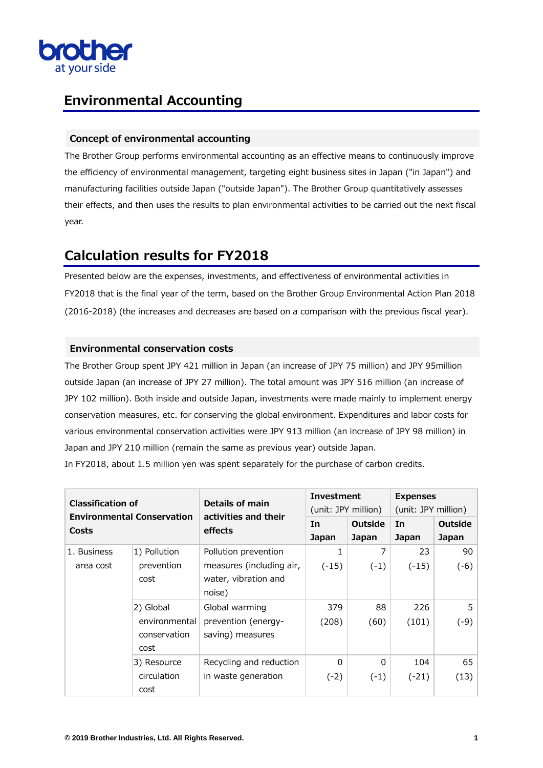# Environmental Accounting

### Concept of environmental accounting

The Brother Group performs environmental accounting as an effective means to continuously improve the efficiency of environmental management, targeting eight business sites in Japan ("in Japan") and manufacturing facilities outside Japan ("outside Japan"). The Brother Group quantitatively assesses their effects, and then uses the results to plan environmental activities to be carried out the next fiscal year.

## Calculation results for FY2018

Presented below are the expenses, investments, and effectiveness of environmental activities in FY2018 that is the final year of the term, based on the Brother Group Environmental Action Plan 2018 (2016-2018) (the increases and decreases are based on a comparison with the previous fiscal year).

### Environmental conservation costs

The Brother Group spent JPY 421 million in Japan (an increase of JPY 75 million) and JPY 95million outside Japan (an increase of JPY 27 million). The total amount was JPY 516 million (an increase of JPY 102 million). Both inside and outside Japan, investments were made mainly to implement energy conservation measures, etc. for conserving the global environment. Expenditures and labor costs for various environmental conservation activities were JPY 913 million (an increase of JPY 98 million) in Japan and JPY 210 million (remain the same as previous year) outside Japan.

In FY2018, about 1.5 million yen was spent separately for the purchase of carbon credits.

| Classification of Environmental Conservation Costs | | Details of main activities and their effects | Investment (unit: JPY million) | | Expenses (unit: JPY million) | |
|---|---|---|---|---|---|---|
| | | | In Japan | Outside Japan | In Japan | Outside Japan |
| 1. Business area cost | 1) Pollution prevention cost | Pollution prevention measures (including air, water, vibration and noise) | 1 (-15) | 7 (-1) | 23 (-15) | 90 (-6) |
| | 2) Global environmental conservation cost | Global warming prevention (energy-saving) measures | 379 (208) | 88 (60) | 226 (101) | 5 (-9) |
| | 3) Resource circulation cost | Recycling and reduction in waste generation | 0 (-2) | 0 (-1) | 104 (-21) | 65 (13) |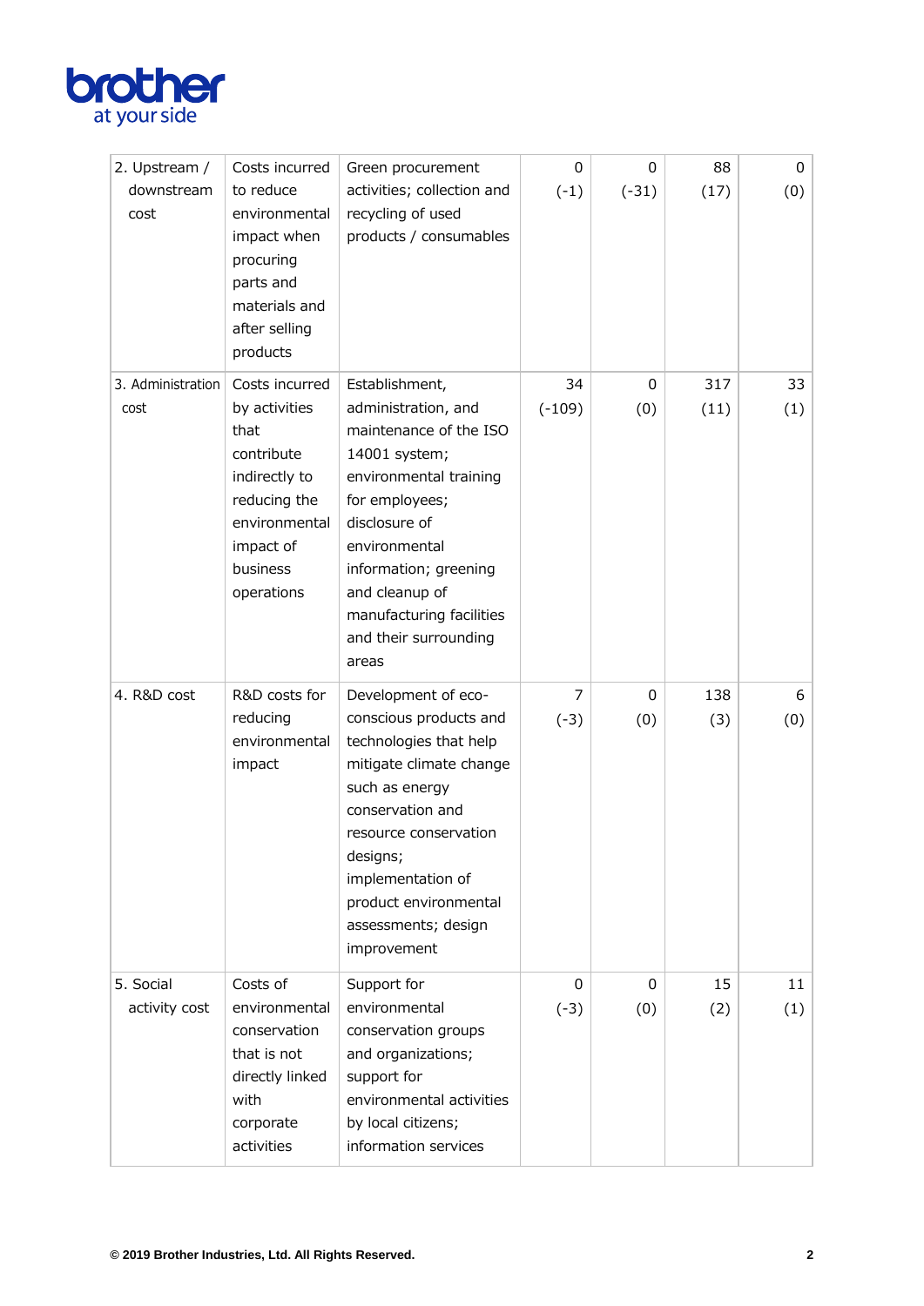| | | | | | | |
|---|---|---|---|---|---|---|
| 2. Upstream / downstream cost | Costs incurred to reduce environmental impact when procuring parts and materials and after selling products | Green procurement activities; collection and recycling of used products / consumables | 0 (-1) | 0 (-31) | 88 (17) | 0 (0) |
| 3. Administration cost | Costs incurred by activities that contribute indirectly to reducing the environmental impact of business operations | Establishment, administration, and maintenance of the ISO 14001 system; environmental training for employees; disclosure of environmental information; greening and cleanup of manufacturing facilities and their surrounding areas | 34 (-109) | 0 (0) | 317 (11) | 33 (1) |
| 4. R&D cost | R&D costs for reducing environmental impact | Development of eco-conscious products and technologies that help mitigate climate change such as energy conservation and resource conservation designs; implementation of product environmental assessments; design improvement | 7 (-3) | 0 (0) | 138 (3) | 6 (0) |
| 5. Social activity cost | Costs of environmental conservation that is not directly linked with corporate activities | Support for environmental conservation groups and organizations; support for environmental activities by local citizens; information services | 0 (-3) | 0 (0) | 15 (2) | 11 (1) |

**© 2019 Brother Industries, Ltd. All Rights Reserved.**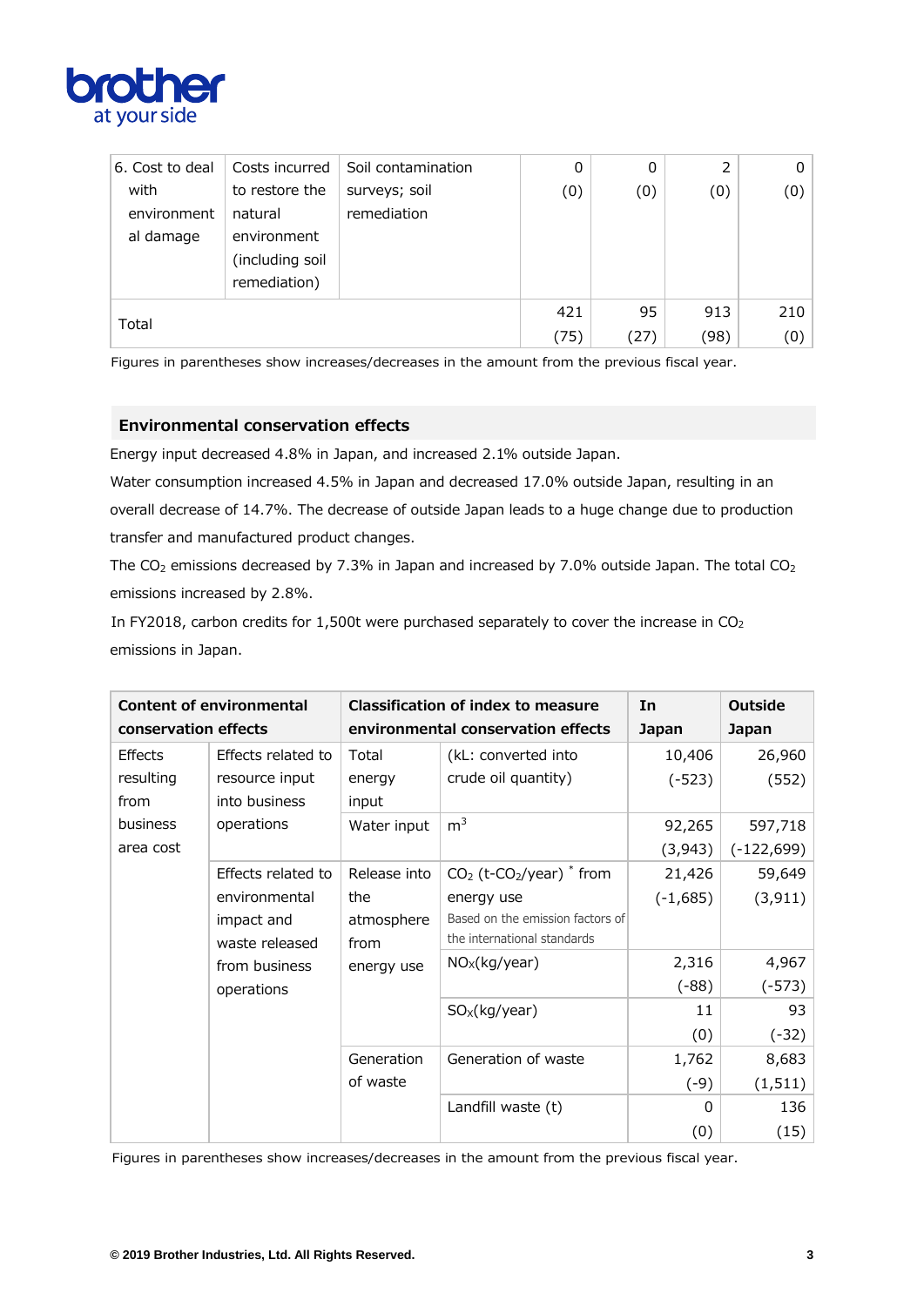| | | | | | | |
|---|---|---|---|---|---|---|
| 6. Cost to deal with environmental damage | Costs incurred to restore the natural environment (including soil remediation) | Soil contamination surveys; soil remediation | 0 (0) | 0 (0) | 2 (0) | 0 (0) |
| Total | | | 421 (75) | 95 (27) | 913 (98) | 210 (0) |

Figures in parentheses show increases/decreases in the amount from the previous fiscal year.

## Environmental conservation effects

Energy input decreased 4.8% in Japan, and increased 2.1% outside Japan.

Water consumption increased 4.5% in Japan and decreased 17.0% outside Japan, resulting in an overall decrease of 14.7%. The decrease of outside Japan leads to a huge change due to production transfer and manufactured product changes.

The $CO_2$ emissions decreased by 7.3% in Japan and increased by 7.0% outside Japan. The total $CO_2$ emissions increased by 2.8%.

In FY2018, carbon credits for 1,500t were purchased separately to cover the increase in $CO_2$ emissions in Japan.

| Content of environmental conservation effects | | Classification of index to measure environmental conservation effects | | In Japan | Outside Japan |
|---|---|---|---|---|---|
| Effects resulting from business area cost | Effects related to resource input into business operations | Total energy input | (kL: converted into crude oil quantity) | 10,406 (-523) | 26,960 (552) |
| | | Water input | $m^3$ | 92,265 (3,943) | 597,718 (-122,699) |
| | Effects related to environmental impact and waste released from business operations | Release into the atmosphere from energy use | $CO_2$ (t-$CO_2$/year) * from energy use Based on the emission factors of the international standards | 21,426 (-1,685) | 59,649 (3,911) |
| | | | $NO_X$(kg/year) | 2,316 (-88) | 4,967 (-573) |
| | | | $SO_X$(kg/year) | 11 (0) | 93 (-32) |
| | | Generation of waste | Generation of waste | 1,762 (-9) | 8,683 (1,511) |
| | | | Landfill waste (t) | 0 (0) | 136 (15) |

Figures in parentheses show increases/decreases in the amount from the previous fiscal year.

**© 2019 Brother Industries, Ltd. All Rights Reserved.**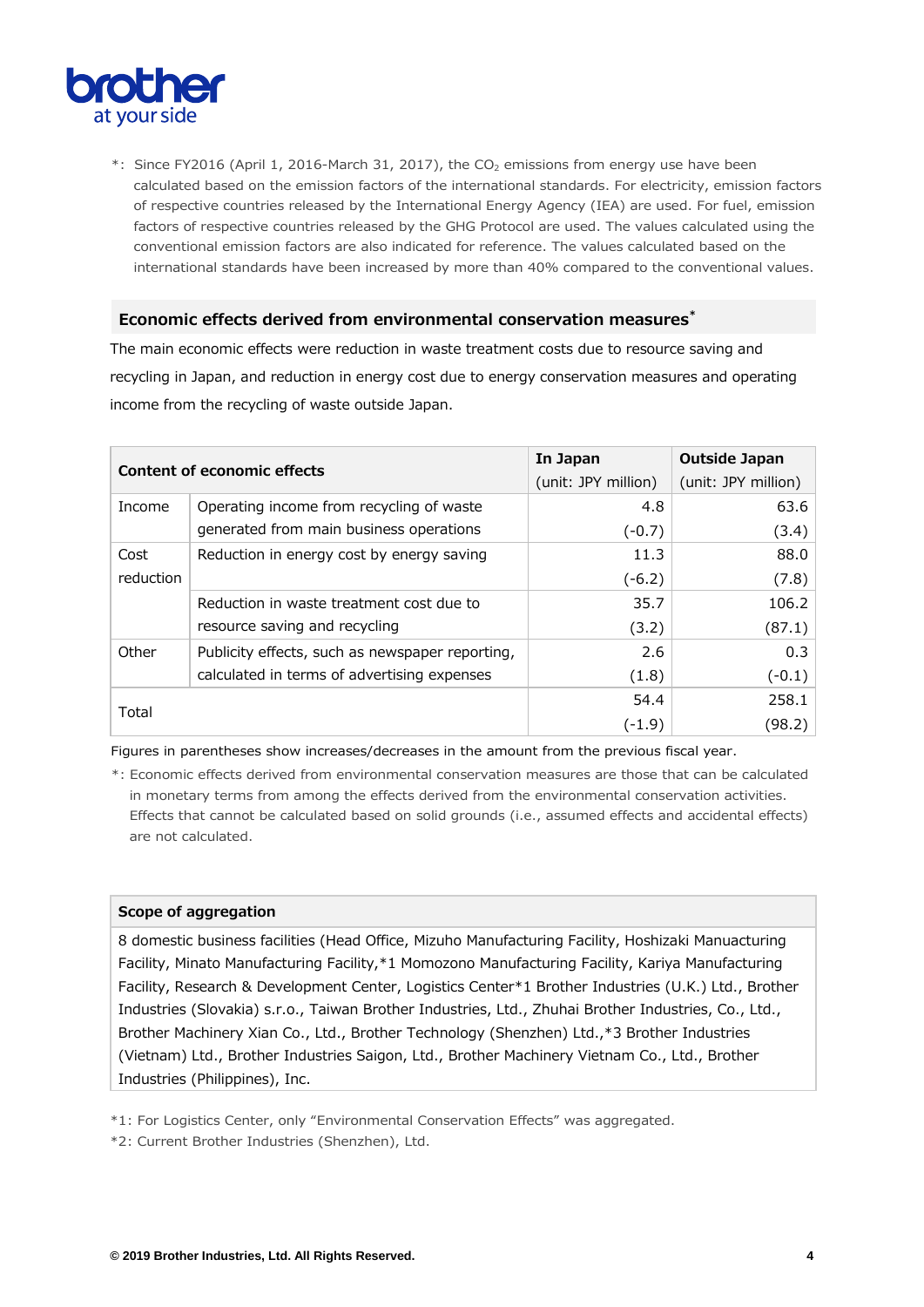*: Since FY2016 (April 1, 2016-March 31, 2017), the $CO_2$ emissions from energy use have been calculated based on the emission factors of the international standards. For electricity, emission factors of respective countries released by the International Energy Agency (IEA) are used. For fuel, emission factors of respective countries released by the GHG Protocol are used. The values calculated using the conventional emission factors are also indicated for reference. The values calculated based on the international standards have been increased by more than 40% compared to the conventional values.

## Economic effects derived from environmental conservation measures*

The main economic effects were reduction in waste treatment costs due to resource saving and recycling in Japan, and reduction in energy cost due to energy conservation measures and operating income from the recycling of waste outside Japan.

| Content of economic effects | | In Japan (unit: JPY million) | Outside Japan (unit: JPY million) |
|---|---|---|---|
| Income | Operating income from recycling of waste generated from main business operations | 4.8<br>(-0.7) | 63.6<br>(3.4) |
| Cost reduction | Reduction in energy cost by energy saving | 11.3<br>(-6.2) | 88.0<br>(7.8) |
| | Reduction in waste treatment cost due to resource saving and recycling | 35.7<br>(3.2) | 106.2<br>(87.1) |
| Other | Publicity effects, such as newspaper reporting, calculated in terms of advertising expenses | 2.6<br>(1.8) | 0.3<br>(-0.1) |
| Total | | 54.4<br>(-1.9) | 258.1<br>(98.2) |

Figures in parentheses show increases/decreases in the amount from the previous fiscal year.

*: Economic effects derived from environmental conservation measures are those that can be calculated in monetary terms from among the effects derived from the environmental conservation activities. Effects that cannot be calculated based on solid grounds (i.e., assumed effects and accidental effects) are not calculated.

| Scope of aggregation |
|---|
| 8 domestic business facilities (Head Office, Mizuho Manufacturing Facility, Hoshizaki Manuacturing Facility, Minato Manufacturing Facility,*1 Momozono Manufacturing Facility, Kariya Manufacturing Facility, Research & Development Center, Logistics Center*1 Brother Industries (U.K.) Ltd., Brother Industries (Slovakia) s.r.o., Taiwan Brother Industries, Ltd., Zhuhai Brother Industries, Co., Ltd., Brother Machinery Xian Co., Ltd., Brother Technology (Shenzhen) Ltd.,*3 Brother Industries (Vietnam) Ltd., Brother Industries Saigon, Ltd., Brother Machinery Vietnam Co., Ltd., Brother Industries (Philippines), Inc. |

*1: For Logistics Center, only "Environmental Conservation Effects" was aggregated.

*2: Current Brother Industries (Shenzhen), Ltd.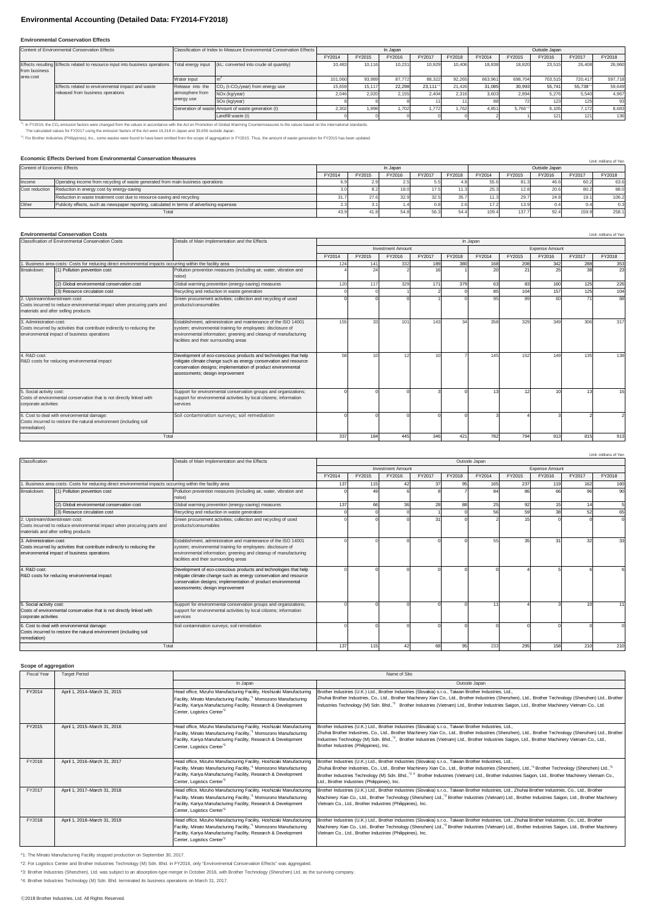# Environmental Accounting (Detailed Data: FY2014-FY2018)

## Environmental Conservation Effects

| Content of Environmental Conservation Effects | | Classification of Index to Measure Environmental Conservation Effects | | In Japan | | | | | Outside Japan | | | | |
|---|---|---|---|---|---|---|---|---|---|---|---|---|---|
| | | | | FY2014 | FY2015 | FY2016 | FY2017 | FY2018 | FY2014 | FY2015 | FY2016 | FY2017 | FY2018 |
| Effects resulting from business area cost | Effects related to resource input into business operations | Total energy input | (kL: converted into crude oil quantity) | 10,483 | 10,116 | 10,231 | 10,929 | 10,406 | 18,838 | 18,820 | 23,515 | 26,408 | 26,960 |
| | | Water input | $m^3$ | 101,060 | 93,989 | 87,772 | 88,322 | 92,265 | 663,961 | 698,704 | 703,515 | 720,417 | 597,718 |
| | Effects related to environmental impact and waste released from business operations | Release into the atmosphere from energy use | $CO_2$ (t-$CO_2$/year) from energy use | 15,659 | 15,117 | 22,298 | 23,111*1 | 21,426 | 31,085 | 30,993 | 55,741 | 55,738*1 | 59,649 |
| | | | NOx (kg/year) | 2,046 | 2,020 | 2,155 | 2,404 | 2,316 | 3,603 | 2,894 | 5,276 | 5,540 | 4,967 |
| | | | SOx (kg/year) | 8 | 8 | 8 | 11 | 11 | 88 | 72 | 123 | 125 | 93 |
| | | Generation of waste | Amount of waste generation (t) | 2,302 | 1,998 | 1,702 | 1,772 | 1,762 | 4,851 | 5,766*2 | 6,105 | 7,172 | 8,683 |
| | | | Landfill waste (t) | 0 | 0 | 0 | 0 | 0 | 2 | 1 | 121 | 121 | 136 |

*1: In FY2016, the $CO_2$ emission factors were changed from the values in accordance with the Act on Promotion of Global Warming Countermeasures to the values based on the international standards.
The calculated values for FY2017 using the emission factors of the Act were 16,318 in Japan and 39,659 outside Japan.

*2: For Brother Industries (Philippines), Inc., some wastes were found to have been omitted from the scope of aggregation in FY2015. Thus, the amount of waste generation for FY2015 has been updated.

## Economic Effects Derived from Environmental Conservation Measures

Unit: millions of Yen

| Content of Economic Effects | | In Japan | | | | | Outside Japan | | | | |
|---|---|---|---|---|---|---|---|---|---|---|---|
| | | FY2014 | FY2015 | FY2016 | FY2017 | FY2018 | FY2014 | FY2015 | FY2016 | FY2017 | FY2018 |
| Income | Operating income from recycling of waste generated from main business operations | 6.9 | 2.9 | 2.5 | 5.5 | 4.8 | 55.6 | 81.3 | 46.6 | 60.2 | 63.6 |
| Cost reduction | Reduction in energy cost by energy-saving | 3.0 | 8.2 | 18.0 | 17.5 | 11.3 | 25.3 | 12.8 | 20.6 | 80.2 | 88.0 |
| | Reduction in waste treatment cost due to resource-saving and recycling | 31.7 | 27.6 | 32.9 | 32.5 | 35.7 | 11.3 | 29.7 | 24.8 | 19.1 | 106.2 |
| Other | Publicity effects, such as newspaper reporting, calculated in terms of advertising expenses | 2.3 | 3.1 | 1.4 | 0.8 | 2.6 | 17.2 | 13.9 | 0.4 | 0.4 | 0.3 |
| Total | | 43.9 | 41.8 | 54.8 | 56.3 | 54.4 | 109.4 | 137.7 | 92.4 | 159.9 | 258.1 |

## Environmental Conservation Costs

Unit: millions of Yen

| Classification of Environmental Conservation Costs | | Details of Main Implementation and the Effects | In Japan | | | | | | | | | |
|---|---|---|---|---|---|---|---|---|---|---|---|---|
| | | | Investment Amount | | | | | Expense Amount | | | | |
| | | | FY2014 | FY2015 | FY2016 | FY2017 | FY2018 | FY2014 | FY2015 | FY2016 | FY2017 | FY2018 |
| 1. Business area costs: Costs for reducing direct environmental impacts occurring within the facility area | | | 124 | 141 | 332 | 189 | 380 | 168 | 208 | 342 | 288 | 353 |
| Breakdown: | (1) Pollution prevention cost | Pollution prevention measures (including air, water, vibration and noise) | 4 | 24 | 2 | 16 | 1 | 20 | 21 | 25 | 38 | 23 |
| | (2) Global environmental conservation cost | Global warming prevention (energy-saving) measures | 120 | 117 | 329 | 171 | 379 | 63 | 83 | 160 | 125 | 226 |
| | (3) Resource circulation cost | Recycling and reduction in waste generation | 0 | 0 | 1 | 2 | 0 | 85 | 104 | 157 | 125 | 104 |
| 2. Upstream/downstream cost: Costs incurred to reduce environmental impact when procuring parts and materials and after selling products | | Green procurement activities; collection and recycling of used products/consumables | 0 | 0 | 0 | 1 | 0 | 95 | 89 | 60 | 71 | 88 |
| 3. Administration cost: Costs incurred by activities that contribute indirectly to reducing the environmental impact of business operations | | Establishment, administration and maintenance of the ISO 14001 system; environmental training for employees: disclosure of environmental information; greening and cleanup of manufacturing facilities and their surrounding areas | 155 | 33 | 101 | 143 | 34 | 358 | 329 | 349 | 306 | 317 |
| 4. R&D cost: R&D costs for reducing environmental impact | | Development of eco-conscious products and technologies that help mitigate climate change such as energy conservation and resource conservation designs; implementation of product environmental assessments; design improvement | 58 | 10 | 12 | 10 | 7 | 145 | 152 | 149 | 135 | 138 |
| 5. Social activity cost: Costs of environmental conservation that is not directly linked with corporate activities | | Support for environmental conservation groups and organizations; support for environmental activities by local citizens; information services | 0 | 0 | 0 | 3 | 0 | 13 | 12 | 10 | 13 | 15 |
| 6. Cost to deal with environmental damage: Costs incurred to restore the natural environment (including soil remediation) | | Soil contamination surveys; soil remediation | 0 | 0 | 0 | 0 | 0 | 3 | 4 | 3 | 2 | 2 |
| Total | | | 337 | 184 | 445 | 346 | 421 | 782 | 794 | 913 | 815 | 913 |

Unit: millions of Yen

| Classification | | Details of Main Implementation and the Effects | Outside Japan | | | | | | | | | |
|---|---|---|---|---|---|---|---|---|---|---|---|---|
| | | | Investment Amount | | | | | Expense Amount | | | | |
| | | | FY2014 | FY2015 | FY2016 | FY2017 | FY2018 | FY2014 | FY2015 | FY2016 | FY2017 | FY2018 |
| 1. Business area costs: Costs for reducing direct environmental impacts occurring within the facility area | | | 137 | 115 | 42 | 37 | 95 | 165 | 237 | 119 | 162 | 160 |
| Breakdown: | (1) Pollution prevention cost | Pollution prevention measures (including air, water, vibration and noise) | 0 | 49 | 6 | 8 | 7 | 84 | 86 | 66 | 96 | 90 |
| | (2) Global environmental conservation cost | Global warming prevention (energy-saving) measures | 137 | 66 | 36 | 28 | 88 | 25 | 92 | 15 | 14 | 5 |
| | (3) Resource circulation cost | Recycling and reduction in waste generation | 0 | 0 | 0 | 1 | 0 | 56 | 59 | 38 | 52 | 65 |
| 2. Upstream/downstream cost: Costs incurred to reduce environmental impact when procuring parts and materials and after selling products | | Green procurement activities; collection and recycling of used products/consumables | 0 | 0 | 0 | 31 | 0 | 2 | 15 | 0 | 0 | 0 |
| 3. Administration cost: Costs incurred by activities that contribute indirectly to reducing the environmental impact of business operations | | Establishment, administration and maintenance of the ISO 14001 system; environmental training for employees: disclosure of environmental information; greening and cleanup of manufacturing facilities and their surrounding areas | 0 | 0 | 0 | 0 | 0 | 55 | 35 | 31 | 32 | 33 |
| 4. R&D cost: R&D costs for reducing environmental impact | | Development of eco-conscious products and technologies that help mitigate climate change such as energy conservation and resource conservation designs; implementation of product environmental assessments; design improvement | 0 | 0 | 0 | 0 | 0 | 0 | 4 | 5 | 6 | 6 |
| 5. Social activity cost: Costs of environmental conservation that is not directly linked with corporate activities | | Support for environmental conservation groups and organizations; support for environmental activities by local citizens; information services | 0 | 0 | 0 | 0 | 0 | 11 | 4 | 3 | 10 | 11 |
| 6. Cost to deal with environmental damage: Costs incurred to restore the natural environment (including soil remediation) | | Soil contamination surveys; soil remediation | 0 | 0 | 0 | 0 | 0 | 0 | 0 | 0 | 0 | 0 |
| Total | | | 137 | 115 | 42 | 68 | 95 | 233 | 295 | 158 | 210 | 210 |

## Scope of aggregation

| Fiscal Year | Target Period | Name of Site | |
|---|---|---|---|
| | | In Japan | Outside Japan |
| FY2014 | April 1, 2014–March 31, 2015 | Head office, Mizuho Manufacturing Facility, Hoshizaki Manufacturing Facility, Minato Manufacturing Facility,*1 Momozono Manufacturing Facility, Kariya Manufacturing Facility, Research & Development Center, Logistics Center*2 | Brother Industries (U.K.) Ltd., Brother Industries (Slovakia) s.r.o., Taiwan Brother Industries, Ltd., Zhuhai Brother Industries, Co., Ltd., Brother Machinery Xian Co., Ltd., Brother Industries (Shenzhen), Ltd., Brother Technology (Shenzhen) Ltd., Brother Industries Technology (M) Sdn. Bhd.,*2 Brother Industries (Vietnam) Ltd., Brother Industries Saigon, Ltd., Brother Machinery Vietnam Co., Ltd. |
| FY2015 | April 1, 2015–March 31, 2016 | Head office, Mizuho Manufacturing Facility, Hoshizaki Manufacturing Facility, Minato Manufacturing Facility,*1 Momozono Manufacturing Facility, Kariya Manufacturing Facility, Research & Development Center, Logistics Center*2 | Brother Industries (U.K.) Ltd., Brother Industries (Slovakia) s.r.o., Taiwan Brother Industries, Ltd., Zhuhai Brother Industries, Co., Ltd., Brother Machinery Xian Co., Ltd., Brother Industries (Shenzhen), Ltd., Brother Technology (Shenzhen) Ltd., Brother Industries Technology (M) Sdn. Bhd.,*2, Brother Industries (Vietnam) Ltd., Brother Industries Saigon, Ltd., Brother Machinery Vietnam Co., Ltd., Brother Industries (Philippines), Inc. |
| FY2016 | April 1, 2016–March 31, 2017 | Head office, Mizuho Manufacturing Facility, Hoshizaki Manufacturing Facility, Minato Manufacturing Facility,*1 Momozono Manufacturing Facility, Kariya Manufacturing Facility, Research & Development Center, Logistics Center*2 | Brother Industries (U.K.) Ltd., Brother Industries (Slovakia) s.r.o., Taiwan Brother Industries, Ltd., Zhuhai Brother Industries, Co., Ltd., Brother Machinery Xian Co., Ltd., Brother Industries (Shenzhen), Ltd.,*3 Brother Technology (Shenzhen) Ltd.,*3 Brother Industries Technology (M) Sdn. Bhd.,*2,4 Brother Industries (Vietnam) Ltd., Brother Industries Saigon, Ltd., Brother Machinery Vietnam Co., Ltd., Brother Industries (Philippines), Inc. |
| FY2017 | April 1, 2017–March 31, 2018 | Head office, Mizuho Manufacturing Facility, Hoshizaki Manufacturing Facility, Minato Manufacturing Facility,*1 Momozono Manufacturing Facility, Kariya Manufacturing Facility, Research & Development Center, Logistics Center*2 | Brother Industries (U.K.) Ltd., Brother Industries (Slovakia) s.r.o., Taiwan Brother Industries, Ltd., Zhuhai Brother Industries, Co., Ltd., Brother Machinery Xian Co., Ltd., Brother Technology (Shenzhen) Ltd.,*3 Brother Industries (Vietnam) Ltd., Brother Industries Saigon, Ltd., Brother Machinery Vietnam Co., Ltd., Brother Industries (Philippines), Inc. |
| FY2018 | April 1, 2018–March 31, 2019 | Head office, Mizuho Manufacturing Facility, Hoshizaki Manufacturing Facility, Minato Manufacturing Facility,*1 Momozono Manufacturing Facility, Kariya Manufacturing Facility, Research & Development Center, Logistics Center*2 | Brother Industries (U.K.) Ltd., Brother Industries (Slovakia) s.r.o., Taiwan Brother Industries, Ltd., Zhuhai Brother Industries, Co., Ltd., Brother Machinery Xian Co., Ltd., Brother Technology (Shenzhen) Ltd.,*3 Brother Industries (Vietnam) Ltd., Brother Industries Saigon, Ltd., Brother Machinery Vietnam Co., Ltd., Brother Industries (Philippines), Inc. |

*1: The Minato Manufacturing Facility stopped production on September 30, 2017.

*2: For Logistics Center and Brother Industries Technology (M) Sdn. Bhd. in FY2016, only "Environmental Conservation Effects" was aggregated.

*3: Brother Industries (Shenzhen), Ltd. was subject to an absorption-type merger in October 2016, with Brother Technology (Shenzhen) Ltd. as the surviving company.

*4: Brother Industries Technology (M) Sdn. Bhd. terminated its business operations on March 31, 2017.

©2019 Brother Industries, Ltd. All Rights Reserved.